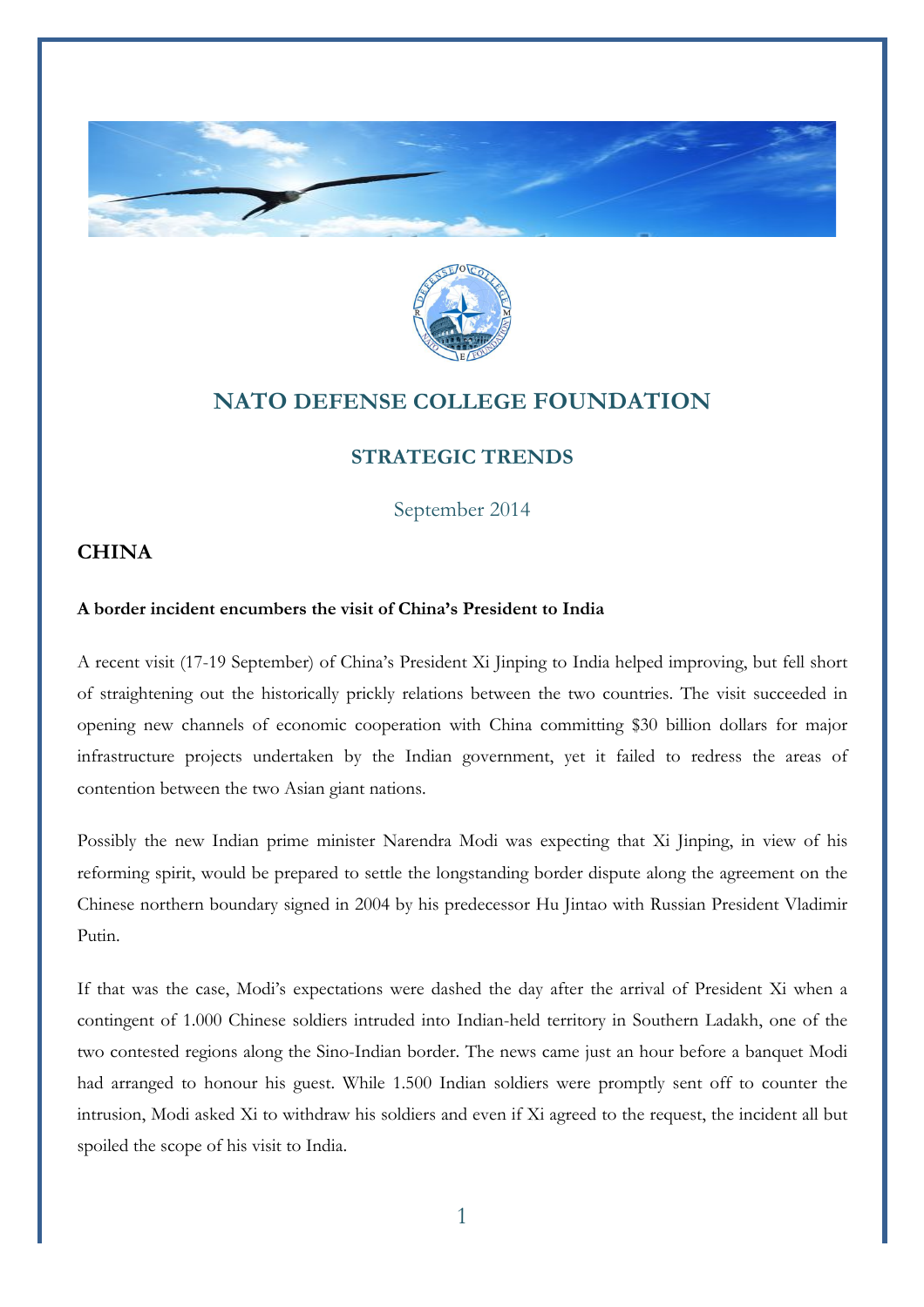# NATO DEFENSE COLLEGE FOUNDATION

## STRATEGIC TRENDS

September 2014

## CHINA

**A border incident encumbers the visit of China's President to India**

A recent visit (17-19 September) of China's President Xi Jinping to India helped improving, but fell short of straightening out the historically prickly relations between the two countries. The visit succeeded in opening new channels of economic cooperation with China committing $30 billion dollars for major infrastructure projects undertaken by the Indian government, yet it failed to redress the areas of contention between the two Asian giant nations.

Possibly the new Indian prime minister Narendra Modi was expecting that Xi Jinping, in view of his reforming spirit, would be prepared to settle the longstanding border dispute along the agreement on the Chinese northern boundary signed in 2004 by his predecessor Hu Jintao with Russian President Vladimir Putin.

If that was the case, Modi's expectations were dashed the day after the arrival of President Xi when a contingent of 1.000 Chinese soldiers intruded into Indian-held territory in Southern Ladakh, one of the two contested regions along the Sino-Indian border. The news came just an hour before a banquet Modi had arranged to honour his guest. While 1.500 Indian soldiers were promptly sent off to counter the intrusion, Modi asked Xi to withdraw his soldiers and even if Xi agreed to the request, the incident all but spoiled the scope of his visit to India.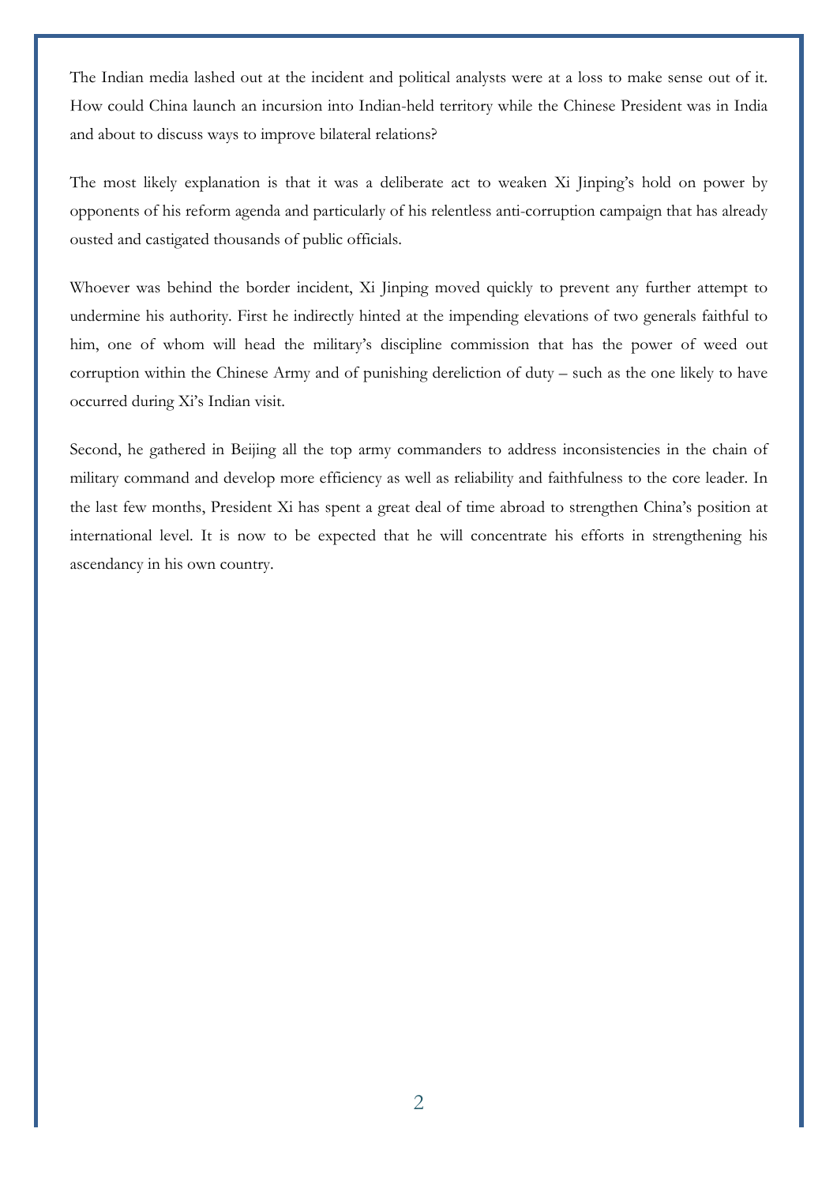The Indian media lashed out at the incident and political analysts were at a loss to make sense out of it. How could China launch an incursion into Indian-held territory while the Chinese President was in India and about to discuss ways to improve bilateral relations?

The most likely explanation is that it was a deliberate act to weaken Xi Jinping's hold on power by opponents of his reform agenda and particularly of his relentless anti-corruption campaign that has already ousted and castigated thousands of public officials.

Whoever was behind the border incident, Xi Jinping moved quickly to prevent any further attempt to undermine his authority. First he indirectly hinted at the impending elevations of two generals faithful to him, one of whom will head the military's discipline commission that has the power of weed out corruption within the Chinese Army and of punishing dereliction of duty – such as the one likely to have occurred during Xi's Indian visit.

Second, he gathered in Beijing all the top army commanders to address inconsistencies in the chain of military command and develop more efficiency as well as reliability and faithfulness to the core leader. In the last few months, President Xi has spent a great deal of time abroad to strengthen China's position at international level. It is now to be expected that he will concentrate his efforts in strengthening his ascendancy in his own country.